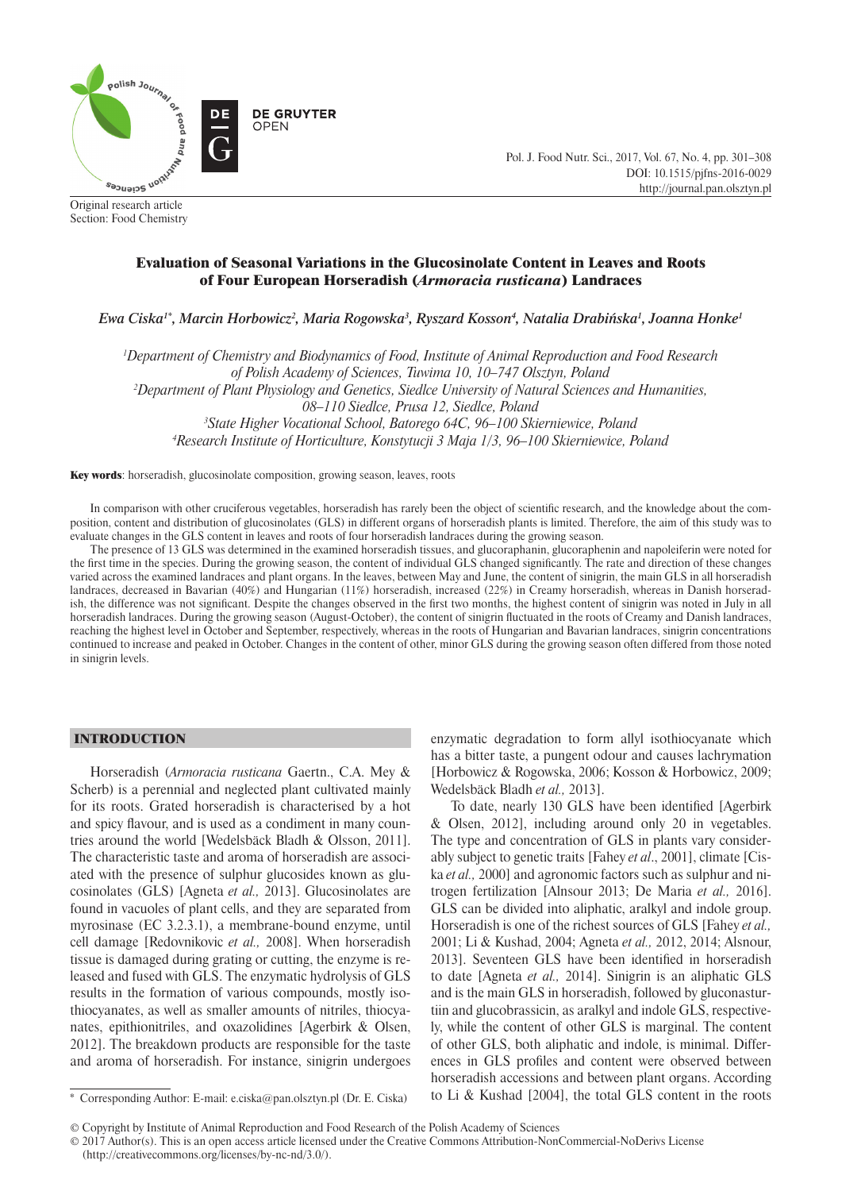Original research article
Section: Food Chemistry

# Evaluation of Seasonal Variations in the Glucosinolate Content in Leaves and Roots of Four European Horseradish (*Armoracia rusticana*) Landraces

*Ewa Ciska[1*], Marcin Horbowicz[2], Maria Rogowska[3], Ryszard Kosson[4], Natalia Drabińska[1], Joanna Honke[1]*

[1]*Department of Chemistry and Biodynamics of Food, Institute of Animal Reproduction and Food Research of Polish Academy of Sciences, Tuwima 10, 10–747 Olsztyn, Poland*
[2]*Department of Plant Physiology and Genetics, Siedlce University of Natural Sciences and Humanities, 08–110 Siedlce, Prusa 12, Siedlce, Poland*
[3]*State Higher Vocational School, Batorego 64C, 96–100 Skierniewice, Poland*
[4]*Research Institute of Horticulture, Konstytucji 3 Maja 1/3, 96–100 Skierniewice, Poland*

**Key words**: horseradish, glucosinolate composition, growing season, leaves, roots

In comparison with other cruciferous vegetables, horseradish has rarely been the object of scientific research, and the knowledge about the composition, content and distribution of glucosinolates (GLS) in different organs of horseradish plants is limited. Therefore, the aim of this study was to evaluate changes in the GLS content in leaves and roots of four horseradish landraces during the growing season.

The presence of 13 GLS was determined in the examined horseradish tissues, and glucoraphanin, glucoraphenin and napoleiferin were noted for the first time in the species. During the growing season, the content of individual GLS changed significantly. The rate and direction of these changes varied across the examined landraces and plant organs. In the leaves, between May and June, the content of sinigrin, the main GLS in all horseradish landraces, decreased in Bavarian (40%) and Hungarian (11%) horseradish, increased (22%) in Creamy horseradish, whereas in Danish horseradish, the difference was not significant. Despite the changes observed in the first two months, the highest content of sinigrin was noted in July in all horseradish landraces. During the growing season (August-October), the content of sinigrin fluctuated in the roots of Creamy and Danish landraces, reaching the highest level in October and September, respectively, whereas in the roots of Hungarian and Bavarian landraces, sinigrin concentrations continued to increase and peaked in October. Changes in the content of other, minor GLS during the growing season often differed from those noted in sinigrin levels.

## INTRODUCTION

Horseradish (*Armoracia rusticana* Gaertn., C.A. Mey & Scherb) is a perennial and neglected plant cultivated mainly for its roots. Grated horseradish is characterised by a hot and spicy flavour, and is used as a condiment in many countries around the world [Wedelsbäck Bladh & Olsson, 2011]. The characteristic taste and aroma of horseradish are associated with the presence of sulphur glucosides known as glucosinolates (GLS) [Agneta *et al.,* 2013]. Glucosinolates are found in vacuoles of plant cells, and they are separated from myrosinase (EC 3.2.3.1), a membrane-bound enzyme, until cell damage [Redovnikovic *et al.,* 2008]. When horseradish tissue is damaged during grating or cutting, the enzyme is released and fused with GLS. The enzymatic hydrolysis of GLS results in the formation of various compounds, mostly isothiocyanates, as well as smaller amounts of nitriles, thiocyanates, epithionitriles, and oxazolidines [Agerbirk & Olsen, 2012]. The breakdown products are responsible for the taste and aroma of horseradish. For instance, sinigrin undergoes enzymatic degradation to form allyl isothiocyanate which has a bitter taste, a pungent odour and causes lachrymation [Horbowicz & Rogowska, 2006; Kosson & Horbowicz, 2009; Wedelsbäck Bladh *et al.,* 2013].

To date, nearly 130 GLS have been identified [Agerbirk & Olsen, 2012], including around only 20 in vegetables. The type and concentration of GLS in plants vary considerably subject to genetic traits [Fahey *et al*., 2001], climate [Ciska *et al.,* 2000] and agronomic factors such as sulphur and nitrogen fertilization [Alnsour 2013; De Maria *et al.,* 2016]. GLS can be divided into aliphatic, aralkyl and indole group. Horseradish is one of the richest sources of GLS [Fahey *et al.,* 2001; Li & Kushad, 2004; Agneta *et al.,* 2012, 2014; Alsnour, 2013]. Seventeen GLS have been identified in horseradish to date [Agneta *et al.,* 2014]. Sinigrin is an aliphatic GLS and is the main GLS in horseradish, followed by gluconasturtiin and glucobrassicin, as aralkyl and indole GLS, respectively, while the content of other GLS is marginal. The content of other GLS, both aliphatic and indole, is minimal. Differences in GLS profiles and content were observed between horseradish accessions and between plant organs. According to Li & Kushad [2004], the total GLS content in the roots

\* Corresponding Author: E-mail: e.ciska@pan.olsztyn.pl (Dr. E. Ciska)

© Copyright by Institute of Animal Reproduction and Food Research of the Polish Academy of Sciences
© 2017 Author(s). This is an open access article licensed under the Creative Commons Attribution-NonCommercial-NoDerivs License (http://creativecommons.org/licenses/by-nc-nd/3.0/).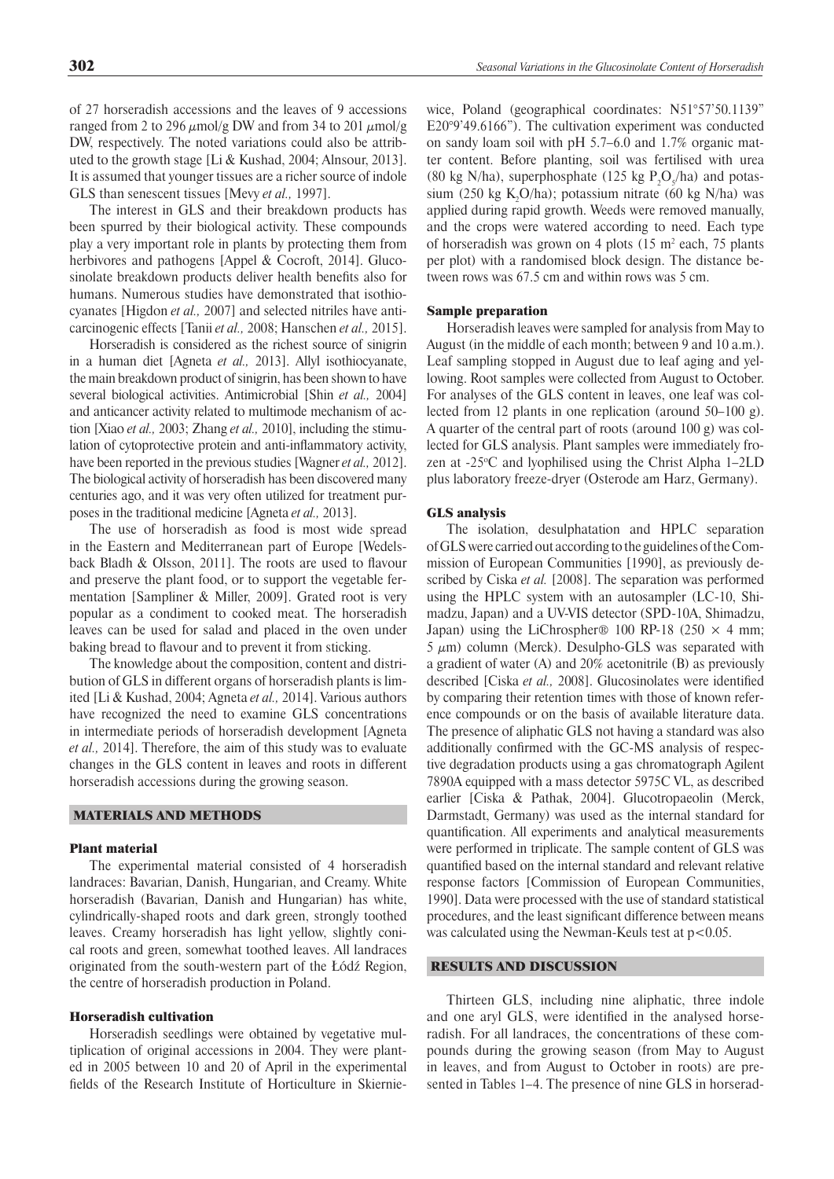of 27 horseradish accessions and the leaves of 9 accessions ranged from 2 to 296 $\mu$mol/g DW and from 34 to 201 $\mu$mol/g DW, respectively. The noted variations could also be attributed to the growth stage [Li & Kushad, 2004; Alnsour, 2013]. It is assumed that younger tissues are a richer source of indole GLS than senescent tissues [Mevy *et al.,* 1997].

The interest in GLS and their breakdown products has been spurred by their biological activity. These compounds play a very important role in plants by protecting them from herbivores and pathogens [Appel & Cocroft, 2014]. Glucosinolate breakdown products deliver health benefits also for humans. Numerous studies have demonstrated that isothiocyanates [Higdon *et al.,* 2007] and selected nitriles have anticarcinogenic effects [Tanii *et al.,* 2008; Hanschen *et al.,* 2015].

Horseradish is considered as the richest source of sinigrin in a human diet [Agneta *et al.,* 2013]. Allyl isothiocyanate, the main breakdown product of sinigrin, has been shown to have several biological activities. Antimicrobial [Shin *et al.,* 2004] and anticancer activity related to multimode mechanism of action [Xiao *et al.,* 2003; Zhang *et al.,* 2010], including the stimulation of cytoprotective protein and anti-inflammatory activity, have been reported in the previous studies [Wagner *et al.,* 2012]. The biological activity of horseradish has been discovered many centuries ago, and it was very often utilized for treatment purposes in the traditional medicine [Agneta *et al.,* 2013].

The use of horseradish as food is most wide spread in the Eastern and Mediterranean part of Europe [Wedelsback Bladh & Olsson, 2011]. The roots are used to flavour and preserve the plant food, or to support the vegetable fermentation [Sampliner & Miller, 2009]. Grated root is very popular as a condiment to cooked meat. The horseradish leaves can be used for salad and placed in the oven under baking bread to flavour and to prevent it from sticking.

The knowledge about the composition, content and distribution of GLS in different organs of horseradish plants is limited [Li & Kushad, 2004; Agneta *et al.,* 2014]. Various authors have recognized the need to examine GLS concentrations in intermediate periods of horseradish development [Agneta *et al.,* 2014]. Therefore, the aim of this study was to evaluate changes in the GLS content in leaves and roots in different horseradish accessions during the growing season.

## MATERIALS AND METHODS

### Plant material

The experimental material consisted of 4 horseradish landraces: Bavarian, Danish, Hungarian, and Creamy. White horseradish (Bavarian, Danish and Hungarian) has white, cylindrically-shaped roots and dark green, strongly toothed leaves. Creamy horseradish has light yellow, slightly conical roots and green, somewhat toothed leaves. All landraces originated from the south-western part of the Łódź Region, the centre of horseradish production in Poland.

### Horseradish cultivation

Horseradish seedlings were obtained by vegetative multiplication of original accessions in 2004. They were planted in 2005 between 10 and 20 of April in the experimental fields of the Research Institute of Horticulture in Skierniewice, Poland (geographical coordinates: N51°57'50.1139" E20°9'49.6166"). The cultivation experiment was conducted on sandy loam soil with pH 5.7–6.0 and 1.7% organic matter content. Before planting, soil was fertilised with urea (80 kg N/ha), superphosphate (125 kg $P_2O_5$/ha) and potassium (250 kg $K_2O$/ha); potassium nitrate (60 kg N/ha) was applied during rapid growth. Weeds were removed manually, and the crops were watered according to need. Each type of horseradish was grown on 4 plots (15 $m^2$ each, 75 plants per plot) with a randomised block design. The distance between rows was 67.5 cm and within rows was 5 cm.

### Sample preparation

Horseradish leaves were sampled for analysis from May to August (in the middle of each month; between 9 and 10 a.m.). Leaf sampling stopped in August due to leaf aging and yellowing. Root samples were collected from August to October. For analyses of the GLS content in leaves, one leaf was collected from 12 plants in one replication (around 50–100 g). A quarter of the central part of roots (around 100 g) was collected for GLS analysis. Plant samples were immediately frozen at -25°C and lyophilised using the Christ Alpha 1–2LD plus laboratory freeze-dryer (Osterode am Harz, Germany).

### GLS analysis

The isolation, desulphatation and HPLC separation of GLS were carried out according to the guidelines of the Commission of European Communities [1990], as previously described by Ciska *et al.* [2008]. The separation was performed using the HPLC system with an autosampler (LC-10, Shimadzu, Japan) and a UV-VIS detector (SPD-10A, Shimadzu, Japan) using the LiChrospher® 100 RP-18 (250 × 4 mm; 5 $\mu$m) column (Merck). Desulpho-GLS was separated with a gradient of water (A) and 20% acetonitrile (B) as previously described [Ciska *et al.,* 2008]. Glucosinolates were identified by comparing their retention times with those of known reference compounds or on the basis of available literature data. The presence of aliphatic GLS not having a standard was also additionally confirmed with the GC-MS analysis of respective degradation products using a gas chromatograph Agilent 7890A equipped with a mass detector 5975C VL, as described earlier [Ciska & Pathak, 2004]. Glucotropaeolin (Merck, Darmstadt, Germany) was used as the internal standard for quantification. All experiments and analytical measurements were performed in triplicate. The sample content of GLS was quantified based on the internal standard and relevant relative response factors [Commission of European Communities, 1990]. Data were processed with the use of standard statistical procedures, and the least significant difference between means was calculated using the Newman-Keuls test at $p<0.05$.

## RESULTS AND DISCUSSION

Thirteen GLS, including nine aliphatic, three indole and one aryl GLS, were identified in the analysed horseradish. For all landraces, the concentrations of these compounds during the growing season (from May to August in leaves, and from August to October in roots) are presented in Tables 1–4. The presence of nine GLS in horserad-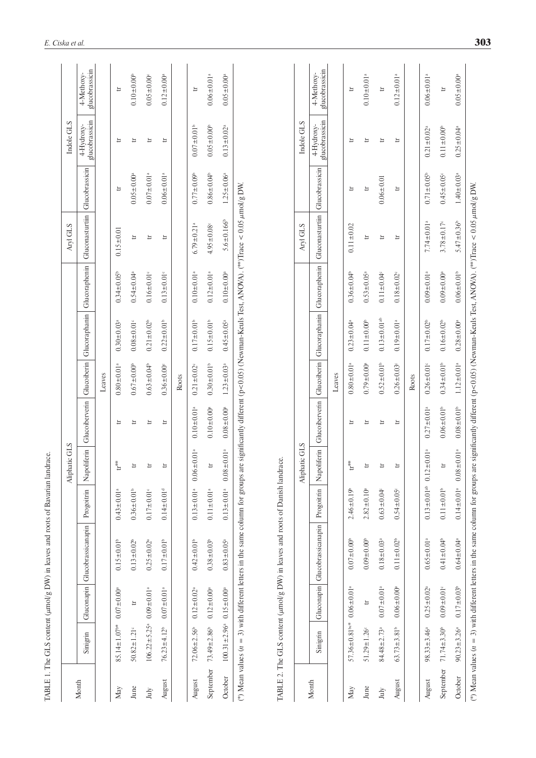TABLE 1. The GLS content (µmol/g DW) in leaves and roots of Bavarian landrace.

| Month | Aliphatic GLS | | | | | | | | | Aryl GLS | | Indole GLS | |
|---|---|---|---|---|---|---|---|---|---|---|---|---|---|
| | Sinigrin | Gluconapin | Glucobrassicanapin | Progoitrin | Napoliferin | Glucoiberverin | Glucoiberin | Glucoraphanin | Glucoraphenin | Gluconasturtiin | Glucobrassicin | 4-Hydroxy-glucobrassicin | 4-Methoxy-glucobrassicin |
| | Leaves | | | | | | | | | | | | |
| May | 85.14±1.07[b]* | 0.07±0.00[a] | 0.15±0.01[b] | 0.43±0.01[a] | tr** | tr | 0.80±0.01[a] | 0.30±0.03[a] | 0.34±0.05[b] | 0.15±0.01 | tr | tr | tr |
| June | 50.82±1.21[c] | tr | 0.13±0.02[b] | 0.36±0.01[b] | tr | tr | 0.67±0.00[b] | 0.08±0.01[c] | 0.54±0.04[a] | tr | 0.05±0.00[a] | tr | 0.10±0.00[b] |
| July | 106.22±5.25[a] | 0.09±0.01[a] | 0.25±0.02[a] | 0.17±0.01[c] | tr | tr | 0.63±0.04[b] | 0.21±0.02[b] | 0.16±0.01[c] | tr | 0.07±0.01[a] | tr | 0.05±0.00[c] |
| August | 76.23±4.12[b] | 0.07±0.01[a] | 0.17±0.01[b] | 0.14±0.01[d] | tr | tr | 0.36±0.00[c] | 0.22±0.01[b] | 0.13±0.01[c] | tr | 0.06±0.01[a] | tr | 0.12±0.00[a] |
| | Roots | | | | | | | | | | | | |
| August | 72.06±2.56[b] | 0.12±0.02[a] | 0.42±0.01[b] | 0.13±0.01[a] | 0.06±0.01[a] | 0.10±0.01[a] | 0.21±0.02[c] | 0.17±0.01[b] | 0.10±0.01[a] | 6.79±0.21[a] | 0.77±0.09[b] | 0.07±0.01[b] | tr |
| September | 73.49±2.86[b] | 0.12±0.00[a] | 0.38±0.03[b] | 0.11±0.01[a] | tr | 0.10±0.00[a] | 0.30±0.01[b] | 0.15±0.01[b] | 0.12±0.01[a] | 4.95±0.08[c] | 0.86±0.04[b] | 0.05±0.00[b] | 0.06±0.01[a] |
| October | 100.31±2.96[a] | 0.15±0.00[a] | 0.83±0.05[a] | 0.13±0.01[a] | 0.08±0.01[a] | 0.08±0.00[a] | 1.23±0.03[a] | 0.45±0.05[a] | 0.10±0.00[a] | 5.6±0.166[b] | 1.25±0.06[a] | 0.13±0.02[a] | 0.05±0.00[a] |

(*) Mean values ($n = 3$) with different letters in the same column for groups are significantly different ($p<0.05$) (Newman-Keuls Test, ANOVA). (**)Trace < 0.05 µmol/g DW.

TABLE 2. The GLS content (µmol/g DW) in leaves and roots of Danish landrace.

| Month | Aliphatic GLS | | | | | | | | | Aryl GLS | | Indole GLS | |
|---|---|---|---|---|---|---|---|---|---|---|---|---|---|
| | Sinigrin | Gluconapin | Glucobrassicanapin | Progoitrin | Napoliferin | Glucoiberverin | Glucoiberin | Glucoraphanin | Glucoraphenin | Gluconasturtiin | Glucobrassicin | 4-Hydroxy-glucobrassicin | 4-Methoxy-glucobrassicin |
| | Leaves | | | | | | | | | | | | |
| May | 57.36±0.81[bc]* | 0.06±0.01[a] | 0.07±0.00[b] | 2.46±0.19[b] | tr** | tr | 0.80±0.01[a] | 0.23±0.04[a] | 0.36±0.04[b] | 0.11±0.02 | tr | tr | tr |
| June | 51.29±1.26[c] | tr | 0.09±0.00[b] | 2.82±0.10[a] | tr | tr | 0.79±0.00[a] | 0.11±0.00[b] | 0.53±0.05[a] | tr | tr | tr | 0.10±0.01[a] |
| July | 84.48±2.73[a] | 0.07±0.01[a] | 0.18±0.03[a] | 0.63±0.04[c] | tr | tr | 0.52±0.01[b] | 0.13±0.01[ab] | 0.11±0.04[c] | tr | 0.06±0.01 | tr | tr |
| August | 63.73±3.81[b] | 0.06±0.00[a] | 0.11±0.02[b] | 0.54±0.05[c] | tr | tr | 0.26±0.03[c] | 0.19±0.01[a] | 0.18±0.02[c] | tr | tr | tr | 0.12±0.01[a] |
| | Roots | | | | | | | | | | | | |
| August | 98.33±3.46[a] | 0.25±0.02[a] | 0.65±0.01[a] | 0.13±0.01[ab] | 0.12±0.01[a] | 0.27±0.01[a] | 0.26±0.01[c] | 0.17±0.02[b] | 0.09±0.01[a] | 7.74±0.01[a] | 0.71±0.05[b] | 0.21±0.02[a] | 0.06±0.01[a] |
| September | 71.74±3.30[b] | 0.09±0.01[c] | 0.41±0.04[b] | 0.11±0.01[b] | tr | 0.06±0.01[b] | 0.34±0.01[b] | 0.16±0.02[b] | 0.09±0.00[a] | 3.78±0.17[c] | 0.45±0.05[c] | 0.11±0.00[b] | tr |
| October | 90.23±3.26[a] | 0.17±0.03[b] | 0.64±0.04[a] | 0.14±0.01[a] | 0.08±0.01[a] | 0.08±0.01[b] | 1.12±0.01[a] | 0.28±0.00[a] | 0.06±0.01[b] | 5.47±0.36[b] | 1.40±0.03[a] | 0.25±0.04[a] | 0.05±0.00[a] |

(*) Mean values ($n = 3$) with different letters in the same column for groups are significantly different ($p<0.05$) (Newman-Keuls Test, ANOVA). (**)Trace < 0.05 µmol/g DW.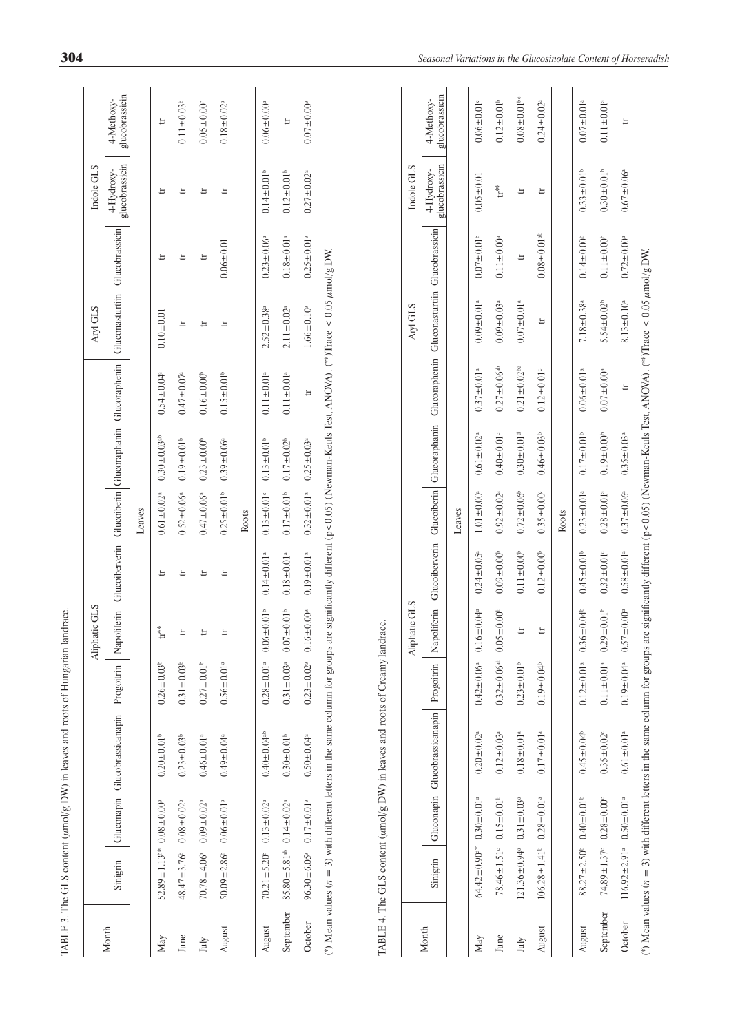TABLE 3. The GLS content (μmol/g DW) in leaves and roots of Hungarian landrace.

| Month | Aliphatic GLS | | | | | | | | | Aryl GLS | | Indole GLS | |
|---|---|---|---|---|---|---|---|---|---|---|---|---|---|
| | Sinigrin | Gluconapin | Glucobrassicanapin | Progoitrin | Napolifein | Glucoiberverin | Glucoiberin | Glucoraphanin | Glucoraphenin | Gluconasturtiin | Glucobrassicin | 4-Hydroxy-glucobrassicin | 4-Methoxy-glucobrassicin |
| | | | | | | | Leaves | | | | | | |
| May | 52.89±1.13[b*] | 0.08±0.00[a] | 0.20±0.01[b] | 0.26±0.03[b] | tr** | tr | 0.61±0.02[a] | 0.30±0.03[ab] | 0.54±0.04[a] | 0.10±0.01 | tr | tr | tr |
| June | 48.47±3.76[b] | 0.08±0.02[a] | 0.23±0.03[b] | 0.31±0.03[b] | tr | tr | 0.52±0.06[a] | 0.19±0.01[b] | 0.47±0.07[a] | tr | tr | tr | 0.11±0.03[b] |
| July | 70.78±4.06[a] | 0.09±0.02[a] | 0.46±0.01[a] | 0.27±0.01[b] | tr | tr | 0.47±0.06[a] | 0.23±0.00[b] | 0.16±0.00[b] | tr | tr | tr | 0.05±0.00[c] |
| August | 50.09±2.86[b] | 0.06±0.01[a] | 0.49±0.04[a] | 0.56±0.01[a] | tr | tr | 0.25±0.01[b] | 0.39±0.06[a] | 0.15±0.01[b] | tr | 0.06±0.01 | tr | 0.18±0.02[a] |
| | | | | | | | Roots | | | | | | |
| August | 70.21±5.20[b] | 0.13±0.02[a] | 0.40±0.04[ab] | 0.28±0.01[a] | 0.06±0.01[b] | 0.14±0.01[a] | 0.13±0.01[c] | 0.13±0.01[b] | 0.11±0.01[a] | 2.52±0.38[a] | 0.23±0.06[a] | 0.14±0.01[b] | 0.06±0.00[a] |
| September | 85.80±5.81[ab] | 0.14±0.02[a] | 0.30±0.01[b] | 0.31±0.03[a] | 0.07±0.01[b] | 0.18±0.01[a] | 0.17±0.01[b] | 0.17±0.02[b] | 0.11±0.01[a] | 2.11±0.02[a] | 0.18±0.01[a] | 0.12±0.01[b] | tr |
| October | 96.30±6.05[a] | 0.17±0.01[a] | 0.50±0.04[a] | 0.23±0.02[a] | 0.16±0.00[a] | 0.19±0.01[a] | 0.32±0.01[a] | 0.25±0.03[a] | tr | 1.66±0.10[a] | 0.25±0.01[a] | 0.27±0.02[a] | 0.07±0.00[a] |

(*) Mean values ($n = 3$) with different letters in the same column for groups are significantly different ($p<0.05$) (Newman-Keuls Test, ANOVA). (**)Trace < 0.05 μmol/g DW.

TABLE 4. The GLS content (μmol/g DW) in leaves and roots of Creamy landrace.

| Month | Aliphatic GLS | | | | | | | | | Aryl GLS | | Indole GLS | |
|---|---|---|---|---|---|---|---|---|---|---|---|---|---|
| | Sinigrin | Gluconapin | Glucobrassicanapin | Progoitrin | Napoliferin | Glucoiberverin | Glucoiberin | Glucoraphanin | Glucoraphenin | Gluconasturtiin | Glucobrassicin | 4-Hydroxy-glucobrassicin | 4-Methoxy-glucobrassicin |
| | | | | | | | Leaves | | | | | | |
| May | 64.42±0.90[d*] | 0.30±0.01[a] | 0.20±0.02[a] | 0.42±0.06[a] | 0.16±0.04[a] | 0.24±0.05[a] | 1.01±0.00[a] | 0.61±0.02[a] | 0.37±0.01[a] | 0.09±0.01[a] | 0.07±0.01[b] | 0.05±0.01 | 0.06±0.01[c] |
| June | 78.46±1.51[c] | 0.15±0.01[b] | 0.12±0.03[a] | 0.32±0.06[ab] | 0.05±0.00[b] | 0.09±0.00[b] | 0.92±0.02[a] | 0.40±0.01[c] | 0.27±0.06[ab] | 0.09±0.03[a] | 0.11±0.00[a] | tr** | 0.12±0.01[b] |
| July | 121.36±0.94[a] | 0.31±0.03[a] | 0.18±0.01[a] | 0.23±0.01[b] | tr | 0.11±0.00[b] | 0.72±0.06[b] | 0.30±0.01[d] | 0.21±0.02[bc] | 0.07±0.01[a] | tr | tr | 0.08±0.01[bc] |
| August | 106.28±1.41[b] | 0.28±0.01[a] | 0.17±0.01[a] | 0.19±0.04[b] | tr | 0.12±0.00[b] | 0.35±0.00[c] | 0.46±0.03[b] | 0.12±0.01[c] | tr | 0.08±0.01[ab] | tr | 0.24±0.02[a] |
| | | | | | | | Roots | | | | | | |
| August | 88.27±2.50[b] | 0.40±0.01[b] | 0.45±0.04[b] | 0.12±0.01[a] | 0.36±0.04[b] | 0.45±0.01[b] | 0.23±0.01[a] | 0.17±0.01[b] | 0.06±0.01[a] | 7.18±0.38[a] | 0.14±0.00[b] | 0.33±0.01[b] | 0.07±0.01[a] |
| September | 74.89±1.37[c] | 0.28±0.00[c] | 0.35±0.02[c] | 0.11±0.01[a] | 0.29±0.01[b] | 0.32±0.01[c] | 0.28±0.01[a] | 0.19±0.00[b] | 0.07±0.00[a] | 5.54±0.02[b] | 0.11±0.00[b] | 0.30±0.01[b] | 0.11±0.01[a] |
| October | 116.92±2.91[a] | 0.50±0.01[a] | 0.61±0.01[a] | 0.19±0.04[a] | 0.57±0.00[a] | 0.58±0.01[a] | 0.37±0.06[a] | 0.35±0.03[a] | tr | 8.13±0.10[a] | 0.72±0.00[a] | 0.67±0.06[a] | tr |

(*) Mean values ($n = 3$) with different letters in the same column for groups are significantly different ($p<0.05$) (Newman-Keuls Test, ANOVA). (**)Trace < 0.05 μmol/g DW.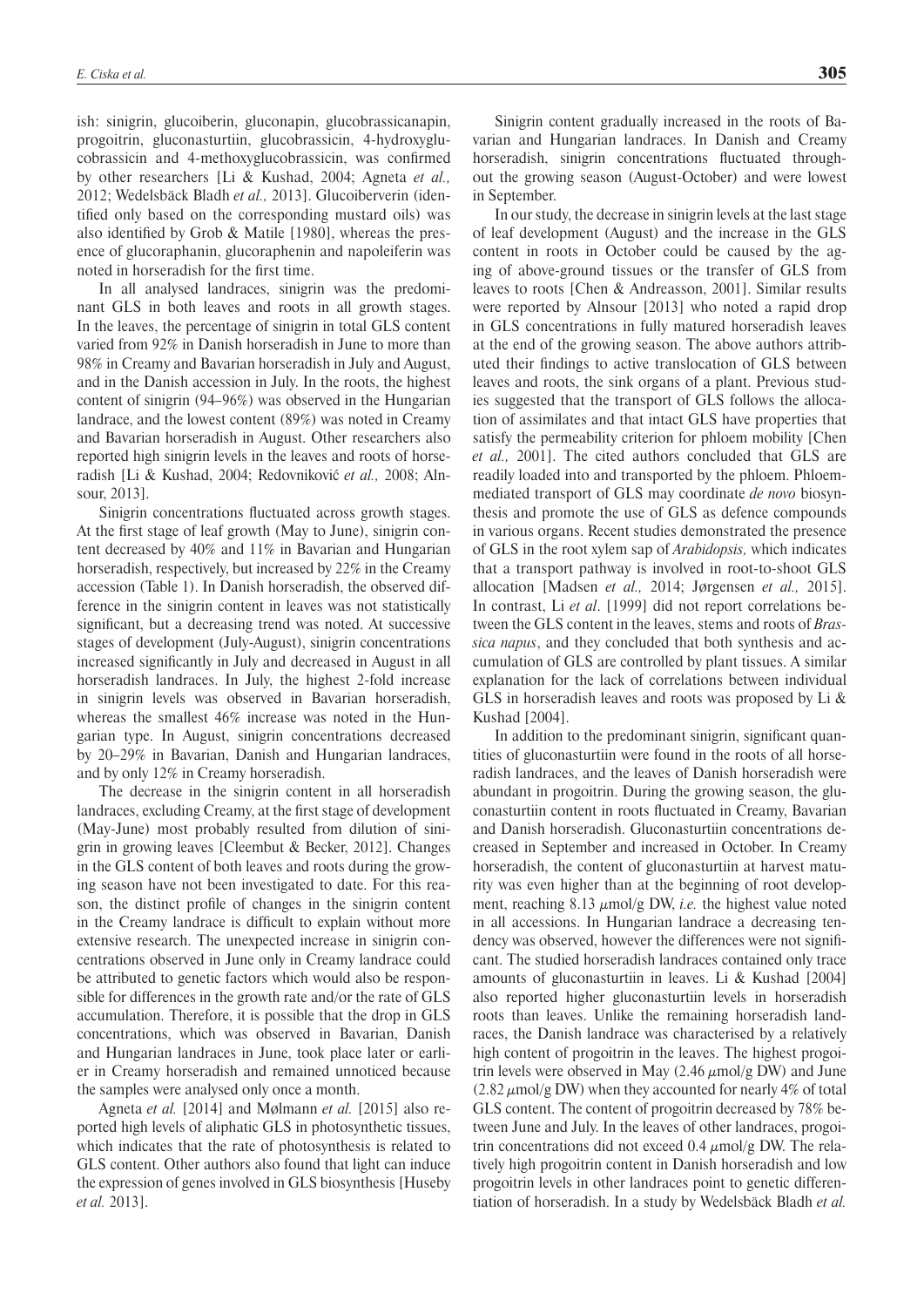ish: sinigrin, glucoiberin, gluconapin, glucobrassicanapin, progoitrin, gluconasturtiin, glucobrassicin, 4-hydroxyglucobrassicin and 4-methoxyglucobrassicin, was confirmed by other researchers [Li & Kushad, 2004; Agneta *et al.,* 2012; Wedelsbäck Bladh *et al.,* 2013]. Glucoiberverin (identified only based on the corresponding mustard oils) was also identified by Grob & Matile [1980], whereas the presence of glucoraphanin, glucoraphenin and napoleiferin was noted in horseradish for the first time.

In all analysed landraces, sinigrin was the predominant GLS in both leaves and roots in all growth stages. In the leaves, the percentage of sinigrin in total GLS content varied from 92% in Danish horseradish in June to more than 98% in Creamy and Bavarian horseradish in July and August, and in the Danish accession in July. In the roots, the highest content of sinigrin (94–96%) was observed in the Hungarian landrace, and the lowest content (89%) was noted in Creamy and Bavarian horseradish in August. Other researchers also reported high sinigrin levels in the leaves and roots of horseradish [Li & Kushad, 2004; Redovniković *et al.,* 2008; Alnsour, 2013].

Sinigrin concentrations fluctuated across growth stages. At the first stage of leaf growth (May to June), sinigrin content decreased by 40% and 11% in Bavarian and Hungarian horseradish, respectively, but increased by 22% in the Creamy accession (Table 1). In Danish horseradish, the observed difference in the sinigrin content in leaves was not statistically significant, but a decreasing trend was noted. At successive stages of development (July-August), sinigrin concentrations increased significantly in July and decreased in August in all horseradish landraces. In July, the highest 2-fold increase in sinigrin levels was observed in Bavarian horseradish, whereas the smallest 46% increase was noted in the Hungarian type. In August, sinigrin concentrations decreased by 20–29% in Bavarian, Danish and Hungarian landraces, and by only 12% in Creamy horseradish.

The decrease in the sinigrin content in all horseradish landraces, excluding Creamy, at the first stage of development (May-June) most probably resulted from dilution of sinigrin in growing leaves [Cleembut & Becker, 2012]. Changes in the GLS content of both leaves and roots during the growing season have not been investigated to date. For this reason, the distinct profile of changes in the sinigrin content in the Creamy landrace is difficult to explain without more extensive research. The unexpected increase in sinigrin concentrations observed in June only in Creamy landrace could be attributed to genetic factors which would also be responsible for differences in the growth rate and/or the rate of GLS accumulation. Therefore, it is possible that the drop in GLS concentrations, which was observed in Bavarian, Danish and Hungarian landraces in June, took place later or earlier in Creamy horseradish and remained unnoticed because the samples were analysed only once a month.

Agneta *et al.* [2014] and Mølmann *et al.* [2015] also reported high levels of aliphatic GLS in photosynthetic tissues, which indicates that the rate of photosynthesis is related to GLS content. Other authors also found that light can induce the expression of genes involved in GLS biosynthesis [Huseby *et al.* 2013].

Sinigrin content gradually increased in the roots of Bavarian and Hungarian landraces. In Danish and Creamy horseradish, sinigrin concentrations fluctuated throughout the growing season (August-October) and were lowest in September.

In our study, the decrease in sinigrin levels at the last stage of leaf development (August) and the increase in the GLS content in roots in October could be caused by the aging of above-ground tissues or the transfer of GLS from leaves to roots [Chen & Andreasson, 2001]. Similar results were reported by Alnsour [2013] who noted a rapid drop in GLS concentrations in fully matured horseradish leaves at the end of the growing season. The above authors attributed their findings to active translocation of GLS between leaves and roots, the sink organs of a plant. Previous studies suggested that the transport of GLS follows the allocation of assimilates and that intact GLS have properties that satisfy the permeability criterion for phloem mobility [Chen *et al.,* 2001]. The cited authors concluded that GLS are readily loaded into and transported by the phloem. Phloem-mediated transport of GLS may coordinate *de novo* biosynthesis and promote the use of GLS as defence compounds in various organs. Recent studies demonstrated the presence of GLS in the root xylem sap of *Arabidopsis,* which indicates that a transport pathway is involved in root-to-shoot GLS allocation [Madsen *et al.,* 2014; Jørgensen *et al.,* 2015]. In contrast, Li *et al*. [1999] did not report correlations between the GLS content in the leaves, stems and roots of *Brassica napus*, and they concluded that both synthesis and accumulation of GLS are controlled by plant tissues. A similar explanation for the lack of correlations between individual GLS in horseradish leaves and roots was proposed by Li & Kushad [2004].

In addition to the predominant sinigrin, significant quantities of gluconasturtiin were found in the roots of all horseradish landraces, and the leaves of Danish horseradish were abundant in progoitrin. During the growing season, the gluconasturtiin content in roots fluctuated in Creamy, Bavarian and Danish horseradish. Gluconasturtiin concentrations decreased in September and increased in October. In Creamy horseradish, the content of gluconasturtiin at harvest maturity was even higher than at the beginning of root development, reaching 8.13 $\mu$mol/g DW, *i.e.* the highest value noted in all accessions. In Hungarian landrace a decreasing tendency was observed, however the differences were not significant. The studied horseradish landraces contained only trace amounts of gluconasturtiin in leaves. Li & Kushad [2004] also reported higher gluconasturtiin levels in horseradish roots than leaves. Unlike the remaining horseradish landraces, the Danish landrace was characterised by a relatively high content of progoitrin in the leaves. The highest progoitrin levels were observed in May (2.46 $\mu$mol/g DW) and June (2.82 $\mu$mol/g DW) when they accounted for nearly 4% of total GLS content. The content of progoitrin decreased by 78% between June and July. In the leaves of other landraces, progoitrin concentrations did not exceed 0.4 $\mu$mol/g DW. The relatively high progoitrin content in Danish horseradish and low progoitrin levels in other landraces point to genetic differentiation of horseradish. In a study by Wedelsbäck Bladh *et al.*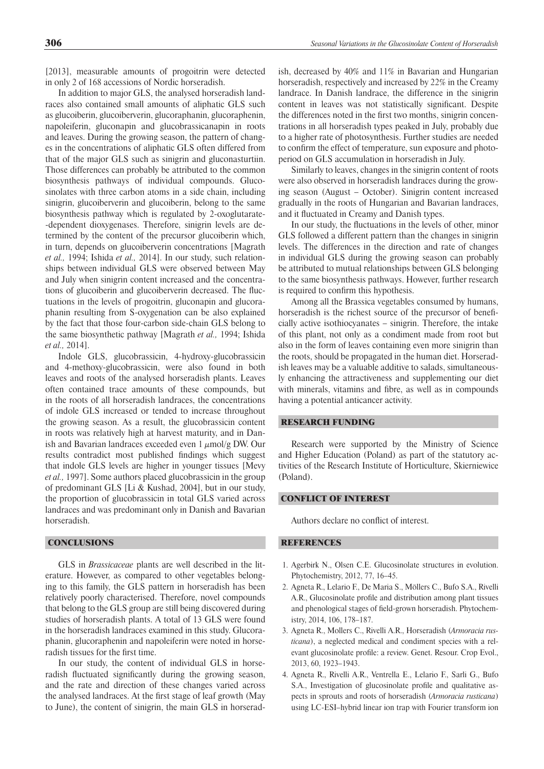[2013], measurable amounts of progoitrin were detected in only 2 of 168 accessions of Nordic horseradish.

In addition to major GLS, the analysed horseradish landraces also contained small amounts of aliphatic GLS such as glucoiberin, glucoiberverin, glucoraphanin, glucoraphenin, napoleiferin, gluconapin and glucobrassicanapin in roots and leaves. During the growing season, the pattern of changes in the concentrations of aliphatic GLS often differed from that of the major GLS such as sinigrin and gluconasturtiin. Those differences can probably be attributed to the common biosynthesis pathways of individual compounds. Glucosinolates with three carbon atoms in a side chain, including sinigrin, glucoiberverin and glucoiberin, belong to the same biosynthesis pathway which is regulated by 2-oxoglutarate-dependent dioxygenases. Therefore, sinigrin levels are determined by the content of the precursor glucoiberin which, in turn, depends on glucoiberverin concentrations [Magrath *et al.,* 1994; Ishida *et al.,* 2014]. In our study, such relationships between individual GLS were observed between May and July when sinigrin content increased and the concentrations of glucoiberin and glucoiberverin decreased. The fluctuations in the levels of progoitrin, gluconapin and glucoraphanin resulting from S-oxygenation can be also explained by the fact that those four-carbon side-chain GLS belong to the same biosynthetic pathway [Magrath *et al.,* 1994; Ishida *et al.,* 2014].

Indole GLS, glucobrassicin, 4-hydroxy-glucobrassicin and 4-methoxy-glucobrassicin, were also found in both leaves and roots of the analysed horseradish plants. Leaves often contained trace amounts of these compounds, but in the roots of all horseradish landraces, the concentrations of indole GLS increased or tended to increase throughout the growing season. As a result, the glucobrassicin content in roots was relatively high at harvest maturity, and in Danish and Bavarian landraces exceeded even 1 $\mu$mol/g DW. Our results contradict most published findings which suggest that indole GLS levels are higher in younger tissues [Mevy *et al.,* 1997]. Some authors placed glucobrassicin in the group of predominant GLS [Li & Kushad, 2004], but in our study, the proportion of glucobrassicin in total GLS varied across landraces and was predominant only in Danish and Bavarian horseradish.

## CONCLUSIONS

GLS in *Brassicaceae* plants are well described in the literature. However, as compared to other vegetables belonging to this family, the GLS pattern in horseradish has been relatively poorly characterised. Therefore, novel compounds that belong to the GLS group are still being discovered during studies of horseradish plants. A total of 13 GLS were found in the horseradish landraces examined in this study. Glucoraphanin, glucoraphenin and napoleiferin were noted in horseradish tissues for the first time.

In our study, the content of individual GLS in horseradish fluctuated significantly during the growing season, and the rate and direction of these changes varied across the analysed landraces. At the first stage of leaf growth (May to June), the content of sinigrin, the main GLS in horseradish, decreased by 40% and 11% in Bavarian and Hungarian horseradish, respectively and increased by 22% in the Creamy landrace. In Danish landrace, the difference in the sinigrin content in leaves was not statistically significant. Despite the differences noted in the first two months, sinigrin concentrations in all horseradish types peaked in July, probably due to a higher rate of photosynthesis. Further studies are needed to confirm the effect of temperature, sun exposure and photoperiod on GLS accumulation in horseradish in July.

Similarly to leaves, changes in the sinigrin content of roots were also observed in horseradish landraces during the growing season (August – October). Sinigrin content increased gradually in the roots of Hungarian and Bavarian landraces, and it fluctuated in Creamy and Danish types.

In our study, the fluctuations in the levels of other, minor GLS followed a different pattern than the changes in sinigrin levels. The differences in the direction and rate of changes in individual GLS during the growing season can probably be attributed to mutual relationships between GLS belonging to the same biosynthesis pathways. However, further research is required to confirm this hypothesis.

Among all the Brassica vegetables consumed by humans, horseradish is the richest source of the precursor of beneficially active isothiocyanates – sinigrin. Therefore, the intake of this plant, not only as a condiment made from root but also in the form of leaves containing even more sinigrin than the roots, should be propagated in the human diet. Horseradish leaves may be a valuable additive to salads, simultaneously enhancing the attractiveness and supplementing our diet with minerals, vitamins and fibre, as well as in compounds having a potential anticancer activity.

## RESEARCH FUNDING

Research were supported by the Ministry of Science and Higher Education (Poland) as part of the statutory activities of the Research Institute of Horticulture, Skierniewice (Poland).

## CONFLICT OF INTEREST

Authors declare no conflict of interest.

## REFERENCES

1. Agerbirk N., Olsen C.E. Glucosinolate structures in evolution. Phytochemistry, 2012, 77, 16–45.
2. Agneta R., Lelario F., De Maria S., Möllers C., Bufo S.A., Rivelli A.R., Glucosinolate profile and distribution among plant tissues and phenological stages of field-grown horseradish. Phytochemistry, 2014, 106, 178–187.
3. Agneta R., Mollers C., Rivelli A.R., Horseradish (*Armoracia rusticana*), a neglected medical and condiment species with a relevant glucosinolate profile: a review. Genet. Resour. Crop Evol., 2013, 60, 1923–1943.
4. Agneta R., Rivelli A.R., Ventrella E., Lelario F., Sarli G., Bufo S.A., Investigation of glucosinolate profile and qualitative aspects in sprouts and roots of horseradish (*Armoracia rusticana*) using LC-ESI–hybrid linear ion trap with Fourier transform ion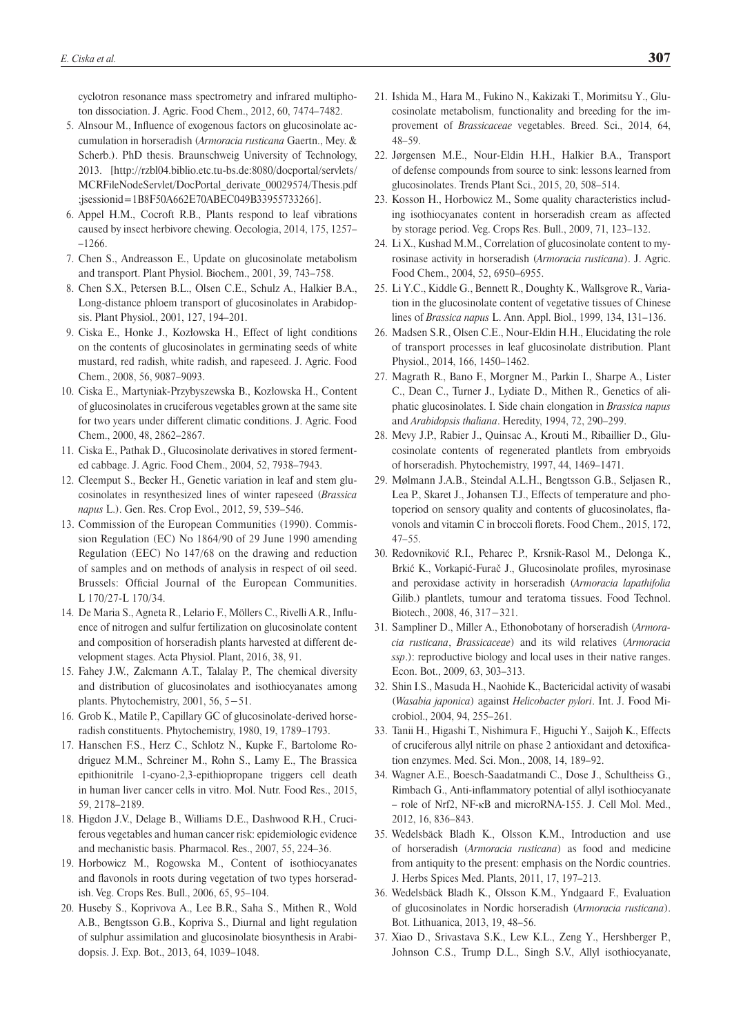cyclotron resonance mass spectrometry and infrared multiphoton dissociation. J. Agric. Food Chem., 2012, 60, 7474–7482.

5. Alnsour M., Influence of exogenous factors on glucosinolate accumulation in horseradish (*Armoracia rusticana* Gaertn., Mey. & Scherb.). PhD thesis. Braunschweig University of Technology, 2013. [http://rzbl04.biblio.etc.tu-bs.de:8080/docportal/servlets/MCRFileNodeServlet/DocPortal_derivate_00029574/Thesis.pdf;jsessionid=1B8F50A662E70ABEC049B33955733266].
6. Appel H.M., Cocroft R.B., Plants respond to leaf vibrations caused by insect herbivore chewing. Oecologia, 2014, 175, 1257–1266.
7. Chen S., Andreasson E., Update on glucosinolate metabolism and transport. Plant Physiol. Biochem., 2001, 39, 743–758.
8. Chen S.X., Petersen B.L., Olsen C.E., Schulz A., Halkier B.A., Long-distance phloem transport of glucosinolates in Arabidopsis. Plant Physiol., 2001, 127, 194–201.
9. Ciska E., Honke J., Kozłowska H., Effect of light conditions on the contents of glucosinolates in germinating seeds of white mustard, red radish, white radish, and rapeseed. J. Agric. Food Chem., 2008, 56, 9087–9093.
10. Ciska E., Martyniak-Przybyszewska B., Kozłowska H., Content of glucosinolates in cruciferous vegetables grown at the same site for two years under different climatic conditions. J. Agric. Food Chem., 2000, 48, 2862–2867.
11. Ciska E., Pathak D., Glucosinolate derivatives in stored fermented cabbage. J. Agric. Food Chem., 2004, 52, 7938–7943.
12. Cleemput S., Becker H., Genetic variation in leaf and stem glucosinolates in resynthesized lines of winter rapeseed (*Brassica napus* L.). Gen. Res. Crop Evol., 2012, 59, 539–546.
13. Commission of the European Communities (1990). Commission Regulation (EC) No 1864/90 of 29 June 1990 amending Regulation (EEC) No 147/68 on the drawing and reduction of samples and on methods of analysis in respect of oil seed. Brussels: Official Journal of the European Communities. L 170/27-L 170/34.
14. De Maria S., Agneta R., Lelario F., Möllers C., Rivelli A.R., Influence of nitrogen and sulfur fertilization on glucosinolate content and composition of horseradish plants harvested at different development stages. Acta Physiol. Plant, 2016, 38, 91.
15. Fahey J.W., Zalcmann A.T., Talalay P., The chemical diversity and distribution of glucosinolates and isothiocyanates among plants. Phytochemistry, 2001, 56, 5–51.
16. Grob K., Matile P., Capillary GC of glucosinolate-derived horseradish constituents. Phytochemistry, 1980, 19, 1789–1793.
17. Hanschen F.S., Herz C., Schlotz N., Kupke F., Bartolome Rodriguez M.M., Schreiner M., Rohn S., Lamy E., The Brassica epithionitrile 1-cyano-2,3-epithiopropane triggers cell death in human liver cancer cells in vitro. Mol. Nutr. Food Res., 2015, 59, 2178–2189.
18. Higdon J.V., Delage B., Williams D.E., Dashwood R.H., Cruciferous vegetables and human cancer risk: epidemiologic evidence and mechanistic basis. Pharmacol. Res., 2007, 55, 224–36.
19. Horbowicz M., Rogowska M., Content of isothiocyanates and flavonols in roots during vegetation of two types horseradish. Veg. Crops Res. Bull., 2006, 65, 95–104.
20. Huseby S., Koprivova A., Lee B.R., Saha S., Mithen R., Wold A.B., Bengtsson G.B., Kopriva S., Diurnal and light regulation of sulphur assimilation and glucosinolate biosynthesis in Arabidopsis. J. Exp. Bot., 2013, 64, 1039–1048.
21. Ishida M., Hara M., Fukino N., Kakizaki T., Morimitsu Y., Glucosinolate metabolism, functionality and breeding for the improvement of *Brassicaceae* vegetables. Breed. Sci., 2014, 64, 48–59.
22. Jørgensen M.E., Nour-Eldin H.H., Halkier B.A., Transport of defense compounds from source to sink: lessons learned from glucosinolates. Trends Plant Sci., 2015, 20, 508–514.
23. Kosson H., Horbowicz M., Some quality characteristics including isothiocyanates content in horseradish cream as affected by storage period. Veg. Crops Res. Bull., 2009, 71, 123–132.
24. Li X., Kushad M.M., Correlation of glucosinolate content to myrosinase activity in horseradish (*Armoracia rusticana*). J. Agric. Food Chem., 2004, 52, 6950–6955.
25. Li Y.C., Kiddle G., Bennett R., Doughty K., Wallsgrove R., Variation in the glucosinolate content of vegetative tissues of Chinese lines of *Brassica napus* L. Ann. Appl. Biol., 1999, 134, 131–136.
26. Madsen S.R., Olsen C.E., Nour-Eldin H.H., Elucidating the role of transport processes in leaf glucosinolate distribution. Plant Physiol., 2014, 166, 1450–1462.
27. Magrath R., Bano F., Morgner M., Parkin I., Sharpe A., Lister C., Dean C., Turner J., Lydiate D., Mithen R., Genetics of aliphatic glucosinolates. I. Side chain elongation in *Brassica napus* and *Arabidopsis thaliana*. Heredity, 1994, 72, 290–299.
28. Mevy J.P., Rabier J., Quinsac A., Krouti M., Ribaillier D., Glucosinolate contents of regenerated plantlets from embryoids of horseradish. Phytochemistry, 1997, 44, 1469–1471.
29. Mølmann J.A.B., Steindal A.L.H., Bengtsson G.B., Seljasen R., Lea P., Skaret J., Johansen T.J., Effects of temperature and photoperiod on sensory quality and contents of glucosinolates, flavonols and vitamin C in broccoli florets. Food Chem., 2015, 172, 47–55.
30. Redovniković I.R., Peharec P., Krsnik-Rasol M., Delonga K., Brkić K., Vorkapić-Furač J., Glucosinolate profiles, myrosinase and peroxidase activity in horseradish (*Armoracia lapathifolia* Gilib.) plantlets, tumour and teratoma tissues. Food Technol. Biotech., 2008, 46, 317–321.
31. Sampliner D., Miller A., Ethonobotany of horseradish (*Armoracia rusticana*, *Brassicaceae*) and its wild relatives (*Armoracia ssp*.): reproductive biology and local uses in their native ranges. Econ. Bot., 2009, 63, 303–313.
32. Shin I.S., Masuda H., Naohide K., Bactericidal activity of wasabi (*Wasabia japonica*) against *Helicobacter pylori*. Int. J. Food Microbiol., 2004, 94, 255–261.
33. Tanii H., Higashi T., Nishimura F., Higuchi Y., Saijoh K., Effects of cruciferous allyl nitrile on phase 2 antioxidant and detoxification enzymes. Med. Sci. Mon., 2008, 14, 189–92.
34. Wagner A.E., Boesch-Saadatmandi C., Dose J., Schultheiss G., Rimbach G., Anti-inflammatory potential of allyl isothiocyanate – role of Nrf2, NF-κB and microRNA-155. J. Cell Mol. Med., 2012, 16, 836–843.
35. Wedelsbäck Bladh K., Olsson K.M., Introduction and use of horseradish (*Armoracia rusticana*) as food and medicine from antiquity to the present: emphasis on the Nordic countries. J. Herbs Spices Med. Plants, 2011, 17, 197–213.
36. Wedelsbäck Bladh K., Olsson K.M., Yndgaard F., Evaluation of glucosinolates in Nordic horseradish (*Armoracia rusticana*). Bot. Lithuanica, 2013, 19, 48–56.
37. Xiao D., Srivastava S.K., Lew K.L., Zeng Y., Hershberger P., Johnson C.S., Trump D.L., Singh S.V., Allyl isothiocyanate,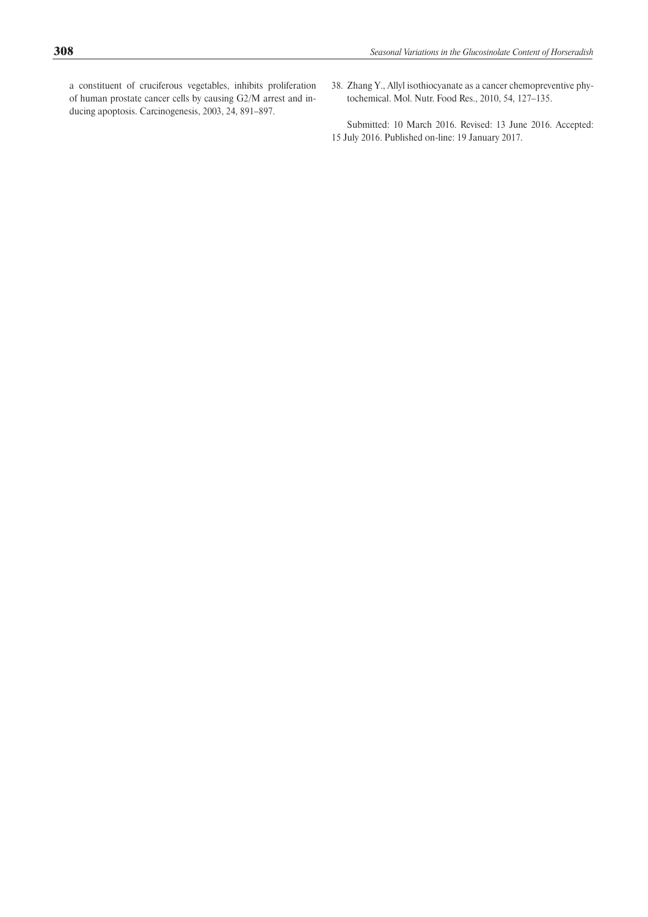a constituent of cruciferous vegetables, inhibits proliferation of human prostate cancer cells by causing G2/M arrest and inducing apoptosis. Carcinogenesis, 2003, 24, 891–897.

38. Zhang Y., Allyl isothiocyanate as a cancer chemopreventive phytochemical. Mol. Nutr. Food Res., 2010, 54, 127–135.

Submitted: 10 March 2016. Revised: 13 June 2016. Accepted: 15 July 2016. Published on-line: 19 January 2017.